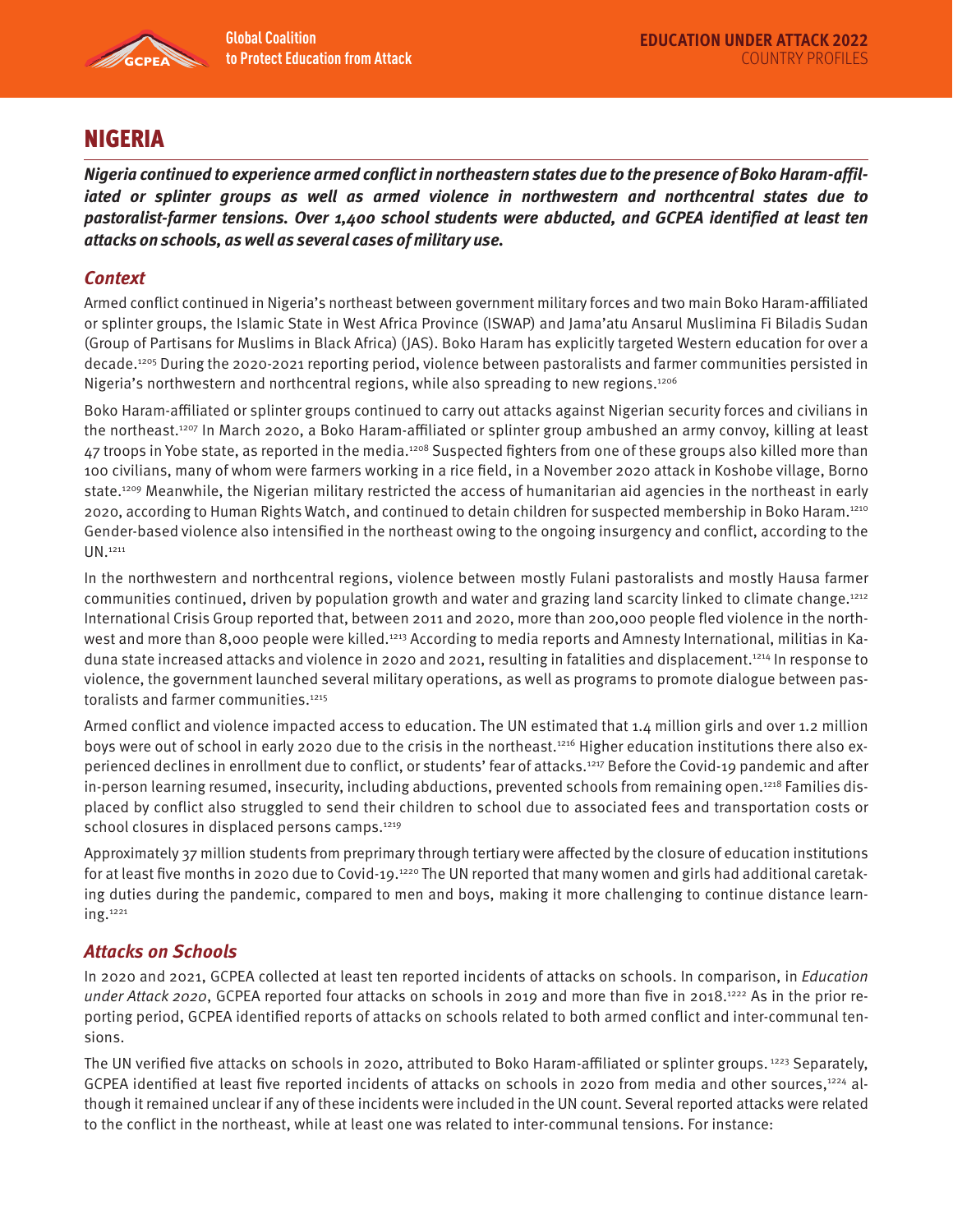# NIGERIA

***Nigeria continued to experience armed conflict in northeastern states due to the presence of Boko Haram-affiliated or splinter groups as well as armed violence in northwestern and northcentral states due to pastoralist-farmer tensions. Over 1,400 school students were abducted, and GCPEA identified at least ten attacks on schools, as well as several cases of military use.***

## *Context*

Armed conflict continued in Nigeria's northeast between government military forces and two main Boko Haram-affiliated or splinter groups, the Islamic State in West Africa Province (ISWAP) and Jama'atu Ansarul Muslimina Fi Biladis Sudan (Group of Partisans for Muslims in Black Africa) (JAS). Boko Haram has explicitly targeted Western education for over a decade.[1205] During the 2020-2021 reporting period, violence between pastoralists and farmer communities persisted in Nigeria's northwestern and northcentral regions, while also spreading to new regions.[1206]

Boko Haram-affiliated or splinter groups continued to carry out attacks against Nigerian security forces and civilians in the northeast.[1207] In March 2020, a Boko Haram-affiliated or splinter group ambushed an army convoy, killing at least 47 troops in Yobe state, as reported in the media.[1208] Suspected fighters from one of these groups also killed more than 100 civilians, many of whom were farmers working in a rice field, in a November 2020 attack in Koshobe village, Borno state.[1209] Meanwhile, the Nigerian military restricted the access of humanitarian aid agencies in the northeast in early 2020, according to Human Rights Watch, and continued to detain children for suspected membership in Boko Haram.[1210] Gender-based violence also intensified in the northeast owing to the ongoing insurgency and conflict, according to the UN.[1211]

In the northwestern and northcentral regions, violence between mostly Fulani pastoralists and mostly Hausa farmer communities continued, driven by population growth and water and grazing land scarcity linked to climate change.[1212] International Crisis Group reported that, between 2011 and 2020, more than 200,000 people fled violence in the northwest and more than 8,000 people were killed.[1213] According to media reports and Amnesty International, militias in Kaduna state increased attacks and violence in 2020 and 2021, resulting in fatalities and displacement.[1214] In response to violence, the government launched several military operations, as well as programs to promote dialogue between pastoralists and farmer communities.[1215]

Armed conflict and violence impacted access to education. The UN estimated that 1.4 million girls and over 1.2 million boys were out of school in early 2020 due to the crisis in the northeast.[1216] Higher education institutions there also experienced declines in enrollment due to conflict, or students' fear of attacks.[1217] Before the Covid-19 pandemic and after in-person learning resumed, insecurity, including abductions, prevented schools from remaining open.[1218] Families displaced by conflict also struggled to send their children to school due to associated fees and transportation costs or school closures in displaced persons camps.[1219]

Approximately 37 million students from preprimary through tertiary were affected by the closure of education institutions for at least five months in 2020 due to Covid-19.[1220] The UN reported that many women and girls had additional caretaking duties during the pandemic, compared to men and boys, making it more challenging to continue distance learning.[1221]

## *Attacks on Schools*

In 2020 and 2021, GCPEA collected at least ten reported incidents of attacks on schools. In comparison, in *Education under Attack 2020*, GCPEA reported four attacks on schools in 2019 and more than five in 2018.[1222] As in the prior reporting period, GCPEA identified reports of attacks on schools related to both armed conflict and inter-communal tensions.

The UN verified five attacks on schools in 2020, attributed to Boko Haram-affiliated or splinter groups.[1223] Separately, GCPEA identified at least five reported incidents of attacks on schools in 2020 from media and other sources,[1224] although it remained unclear if any of these incidents were included in the UN count. Several reported attacks were related to the conflict in the northeast, while at least one was related to inter-communal tensions. For instance: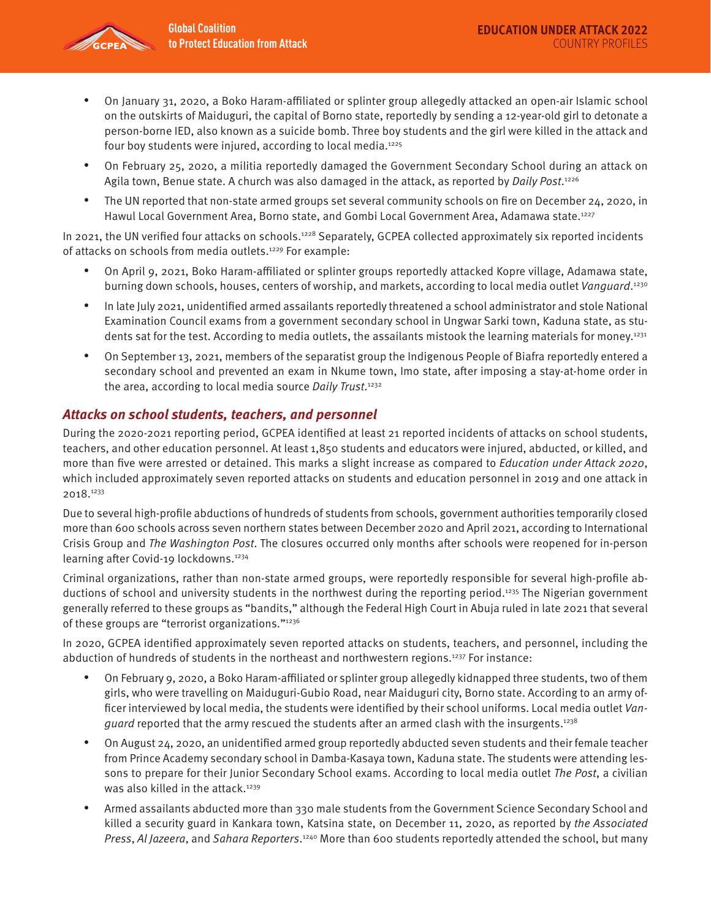- On January 31, 2020, a Boko Haram-affiliated or splinter group allegedly attacked an open-air Islamic school on the outskirts of Maiduguri, the capital of Borno state, reportedly by sending a 12-year-old girl to detonate a person-borne IED, also known as a suicide bomb. Three boy students and the girl were killed in the attack and four boy students were injured, according to local media.[1225]
- On February 25, 2020, a militia reportedly damaged the Government Secondary School during an attack on Agila town, Benue state. A church was also damaged in the attack, as reported by *Daily Post*.[1226]
- The UN reported that non-state armed groups set several community schools on fire on December 24, 2020, in Hawul Local Government Area, Borno state, and Gombi Local Government Area, Adamawa state.[1227]

In 2021, the UN verified four attacks on schools.[1228] Separately, GCPEA collected approximately six reported incidents of attacks on schools from media outlets.[1229] For example:

- On April 9, 2021, Boko Haram-affiliated or splinter groups reportedly attacked Kopre village, Adamawa state, burning down schools, houses, centers of worship, and markets, according to local media outlet *Vanguard*.[1230]
- In late July 2021, unidentified armed assailants reportedly threatened a school administrator and stole National Examination Council exams from a government secondary school in Ungwar Sarki town, Kaduna state, as students sat for the test. According to media outlets, the assailants mistook the learning materials for money.[1231]
- On September 13, 2021, members of the separatist group the Indigenous People of Biafra reportedly entered a secondary school and prevented an exam in Nkume town, Imo state, after imposing a stay-at-home order in the area, according to local media source *Daily Trust*.[1232]

### *Attacks on school students, teachers, and personnel*

During the 2020-2021 reporting period, GCPEA identified at least 21 reported incidents of attacks on school students, teachers, and other education personnel. At least 1,850 students and educators were injured, abducted, or killed, and more than five were arrested or detained. This marks a slight increase as compared to *Education under Attack 2020*, which included approximately seven reported attacks on students and education personnel in 2019 and one attack in 2018.[1233]

Due to several high-profile abductions of hundreds of students from schools, government authorities temporarily closed more than 600 schools across seven northern states between December 2020 and April 2021, according to International Crisis Group and *The Washington Post*. The closures occurred only months after schools were reopened for in-person learning after Covid-19 lockdowns.[1234]

Criminal organizations, rather than non-state armed groups, were reportedly responsible for several high-profile abductions of school and university students in the northwest during the reporting period.[1235] The Nigerian government generally referred to these groups as "bandits," although the Federal High Court in Abuja ruled in late 2021 that several of these groups are "terrorist organizations."[1236]

In 2020, GCPEA identified approximately seven reported attacks on students, teachers, and personnel, including the abduction of hundreds of students in the northeast and northwestern regions.[1237] For instance:

- On February 9, 2020, a Boko Haram-affiliated or splinter group allegedly kidnapped three students, two of them girls, who were travelling on Maiduguri-Gubio Road, near Maiduguri city, Borno state. According to an army officer interviewed by local media, the students were identified by their school uniforms. Local media outlet *Vanguard* reported that the army rescued the students after an armed clash with the insurgents.[1238]
- On August 24, 2020, an unidentified armed group reportedly abducted seven students and their female teacher from Prince Academy secondary school in Damba-Kasaya town, Kaduna state. The students were attending lessons to prepare for their Junior Secondary School exams. According to local media outlet *The Post*, a civilian was also killed in the attack.[1239]
- Armed assailants abducted more than 330 male students from the Government Science Secondary School and killed a security guard in Kankara town, Katsina state, on December 11, 2020, as reported by *the Associated Press*, *Al Jazeera*, and *Sahara Reporters*.[1240] More than 600 students reportedly attended the school, but many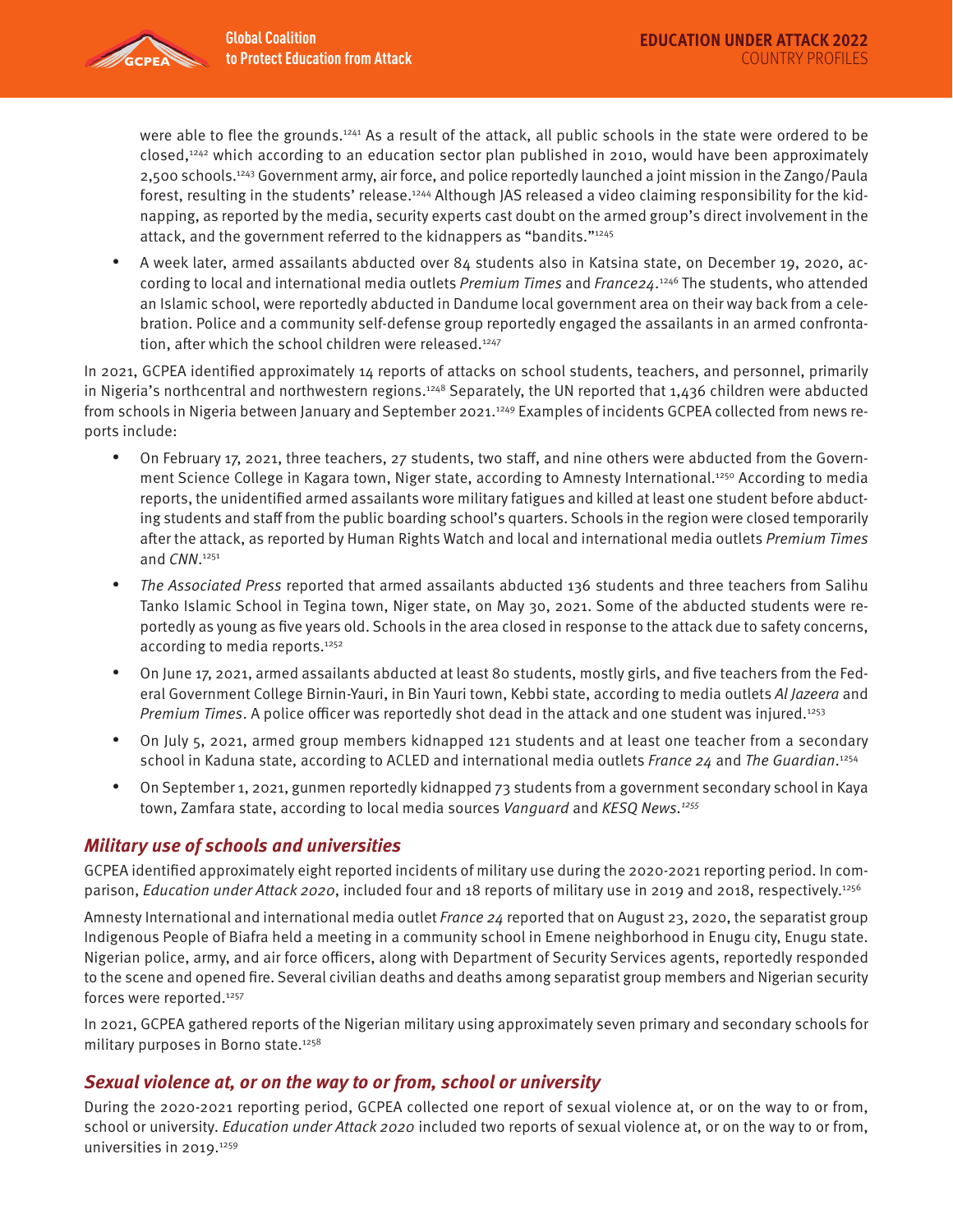were able to flee the grounds.[1241] As a result of the attack, all public schools in the state were ordered to be closed,[1242] which according to an education sector plan published in 2010, would have been approximately 2,500 schools.[1243] Government army, air force, and police reportedly launched a joint mission in the Zango/Paula forest, resulting in the students' release.[1244] Although JAS released a video claiming responsibility for the kidnapping, as reported by the media, security experts cast doubt on the armed group's direct involvement in the attack, and the government referred to the kidnappers as "bandits."[1245]

- A week later, armed assailants abducted over 84 students also in Katsina state, on December 19, 2020, according to local and international media outlets *Premium Times* and *France24*.[1246] The students, who attended an Islamic school, were reportedly abducted in Dandume local government area on their way back from a celebration. Police and a community self-defense group reportedly engaged the assailants in an armed confrontation, after which the school children were released.[1247]

In 2021, GCPEA identified approximately 14 reports of attacks on school students, teachers, and personnel, primarily in Nigeria's northcentral and northwestern regions.[1248] Separately, the UN reported that 1,436 children were abducted from schools in Nigeria between January and September 2021.[1249] Examples of incidents GCPEA collected from news reports include:

- On February 17, 2021, three teachers, 27 students, two staff, and nine others were abducted from the Government Science College in Kagara town, Niger state, according to Amnesty International.[1250] According to media reports, the unidentified armed assailants wore military fatigues and killed at least one student before abducting students and staff from the public boarding school's quarters. Schools in the region were closed temporarily after the attack, as reported by Human Rights Watch and local and international media outlets *Premium Times* and *CNN*.[1251]
- *The Associated Press* reported that armed assailants abducted 136 students and three teachers from Salihu Tanko Islamic School in Tegina town, Niger state, on May 30, 2021. Some of the abducted students were reportedly as young as five years old. Schools in the area closed in response to the attack due to safety concerns, according to media reports.[1252]
- On June 17, 2021, armed assailants abducted at least 80 students, mostly girls, and five teachers from the Federal Government College Birnin-Yauri, in Bin Yauri town, Kebbi state, according to media outlets *Al Jazeera* and *Premium Times*. A police officer was reportedly shot dead in the attack and one student was injured.[1253]
- On July 5, 2021, armed group members kidnapped 121 students and at least one teacher from a secondary school in Kaduna state, according to ACLED and international media outlets *France 24* and *The Guardian*.[1254]
- On September 1, 2021, gunmen reportedly kidnapped 73 students from a government secondary school in Kaya town, Zamfara state, according to local media sources *Vanguard* and *KESQ News*.[1255]

## *Military use of schools and universities*

GCPEA identified approximately eight reported incidents of military use during the 2020-2021 reporting period. In comparison, *Education under Attack 2020*, included four and 18 reports of military use in 2019 and 2018, respectively.[1256]

Amnesty International and international media outlet *France 24* reported that on August 23, 2020, the separatist group Indigenous People of Biafra held a meeting in a community school in Emene neighborhood in Enugu city, Enugu state. Nigerian police, army, and air force officers, along with Department of Security Services agents, reportedly responded to the scene and opened fire. Several civilian deaths and deaths among separatist group members and Nigerian security forces were reported.[1257]

In 2021, GCPEA gathered reports of the Nigerian military using approximately seven primary and secondary schools for military purposes in Borno state.[1258]

## *Sexual violence at, or on the way to or from, school or university*

During the 2020-2021 reporting period, GCPEA collected one report of sexual violence at, or on the way to or from, school or university. *Education under Attack 2020* included two reports of sexual violence at, or on the way to or from, universities in 2019.[1259]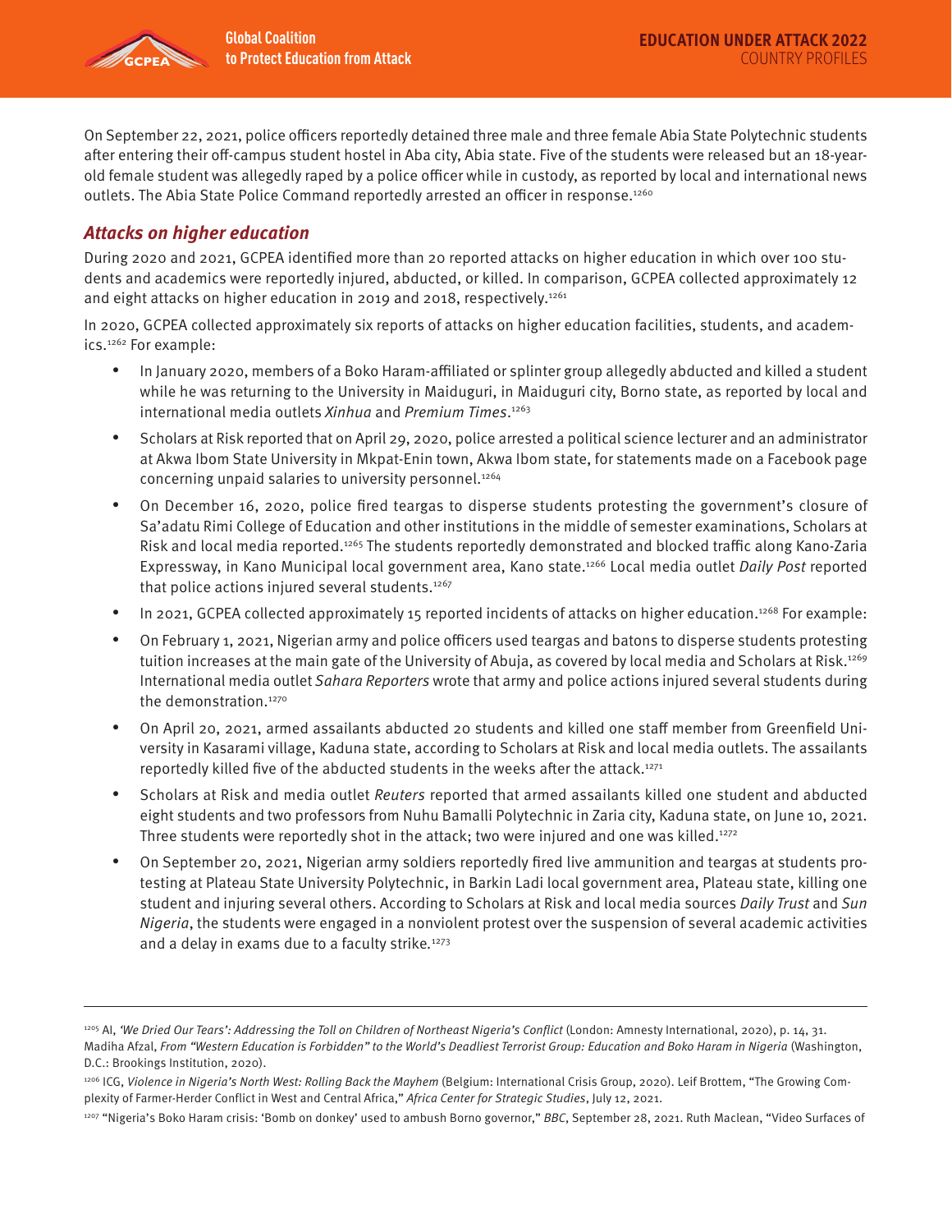On September 22, 2021, police officers reportedly detained three male and three female Abia State Polytechnic students after entering their off-campus student hostel in Aba city, Abia state. Five of the students were released but an 18-year-old female student was allegedly raped by a police officer while in custody, as reported by local and international news outlets. The Abia State Police Command reportedly arrested an officer in response.[1260]

### *Attacks on higher education*

During 2020 and 2021, GCPEA identified more than 20 reported attacks on higher education in which over 100 students and academics were reportedly injured, abducted, or killed. In comparison, GCPEA collected approximately 12 and eight attacks on higher education in 2019 and 2018, respectively.[1261]

In 2020, GCPEA collected approximately six reports of attacks on higher education facilities, students, and academics.[1262] For example:

- In January 2020, members of a Boko Haram-affiliated or splinter group allegedly abducted and killed a student while he was returning to the University in Maiduguri, in Maiduguri city, Borno state, as reported by local and international media outlets *Xinhua* and *Premium Times*.[1263]
- Scholars at Risk reported that on April 29, 2020, police arrested a political science lecturer and an administrator at Akwa Ibom State University in Mkpat-Enin town, Akwa Ibom state, for statements made on a Facebook page concerning unpaid salaries to university personnel.[1264]
- On December 16, 2020, police fired teargas to disperse students protesting the government's closure of Sa'adatu Rimi College of Education and other institutions in the middle of semester examinations, Scholars at Risk and local media reported.[1265] The students reportedly demonstrated and blocked traffic along Kano-Zaria Expressway, in Kano Municipal local government area, Kano state.[1266] Local media outlet *Daily Post* reported that police actions injured several students.[1267]
- In 2021, GCPEA collected approximately 15 reported incidents of attacks on higher education.[1268] For example:
- On February 1, 2021, Nigerian army and police officers used teargas and batons to disperse students protesting tuition increases at the main gate of the University of Abuja, as covered by local media and Scholars at Risk.[1269] International media outlet *Sahara Reporters* wrote that army and police actions injured several students during the demonstration.[1270]
- On April 20, 2021, armed assailants abducted 20 students and killed one staff member from Greenfield University in Kasarami village, Kaduna state, according to Scholars at Risk and local media outlets. The assailants reportedly killed five of the abducted students in the weeks after the attack.[1271]
- Scholars at Risk and media outlet *Reuters* reported that armed assailants killed one student and abducted eight students and two professors from Nuhu Bamalli Polytechnic in Zaria city, Kaduna state, on June 10, 2021. Three students were reportedly shot in the attack; two were injured and one was killed.[1272]
- On September 20, 2021, Nigerian army soldiers reportedly fired live ammunition and teargas at students protesting at Plateau State University Polytechnic, in Barkin Ladi local government area, Plateau state, killing one student and injuring several others. According to Scholars at Risk and local media sources *Daily Trust* and *Sun Nigeria*, the students were engaged in a nonviolent protest over the suspension of several academic activities and a delay in exams due to a faculty strike.[1273]

---

[1205] AI, *'We Dried Our Tears': Addressing the Toll on Children of Northeast Nigeria's Conflict* (London: Amnesty International, 2020), p. 14, 31. Madiha Afzal, *From "Western Education is Forbidden" to the World's Deadliest Terrorist Group: Education and Boko Haram in Nigeria* (Washington, D.C.: Brookings Institution, 2020).

[1206] ICG, *Violence in Nigeria's North West: Rolling Back the Mayhem* (Belgium: International Crisis Group, 2020). Leif Brottem, "The Growing Complexity of Farmer-Herder Conflict in West and Central Africa," *Africa Center for Strategic Studies*, July 12, 2021.

[1207] "Nigeria's Boko Haram crisis: 'Bomb on donkey' used to ambush Borno governor," *BBC*, September 28, 2021. Ruth Maclean, "Video Surfaces of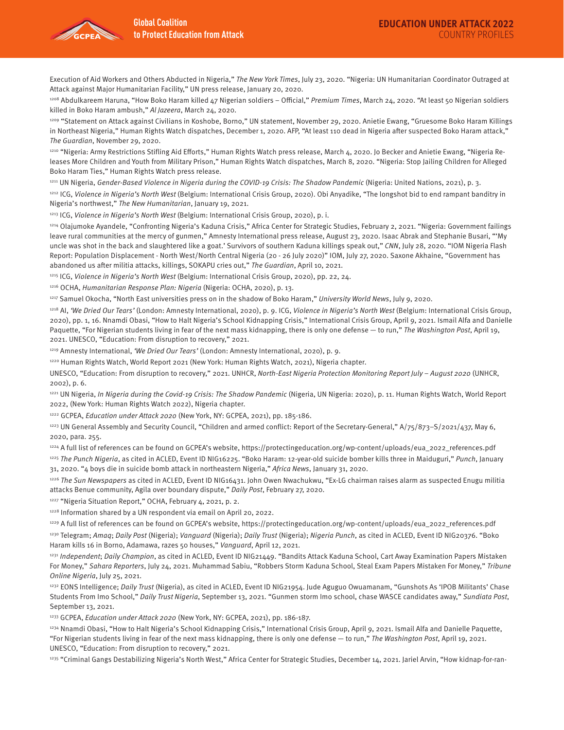Execution of Aid Workers and Others Abducted in Nigeria," *The New York Times*, July 23, 2020. "Nigeria: UN Humanitarian Coordinator Outraged at Attack against Major Humanitarian Facility," UN press release, January 20, 2020.

[1208] Abdulkareem Haruna, "How Boko Haram killed 47 Nigerian soldiers – Official," *Premium Times*, March 24, 2020. "At least 50 Nigerian soldiers killed in Boko Haram ambush," *Al Jazeera*, March 24, 2020.

[1209] "Statement on Attack against Civilians in Koshobe, Borno," UN statement, November 29, 2020. Anietie Ewang, "Gruesome Boko Haram Killings in Northeast Nigeria," Human Rights Watch dispatches, December 1, 2020. AFP, "At least 110 dead in Nigeria after suspected Boko Haram attack," *The Guardian*, November 29, 2020.

[1210] "Nigeria: Army Restrictions Stifling Aid Efforts," Human Rights Watch press release, March 4, 2020. Jo Becker and Anietie Ewang, "Nigeria Releases More Children and Youth from Military Prison," Human Rights Watch dispatches, March 8, 2020. "Nigeria: Stop Jailing Children for Alleged Boko Haram Ties," Human Rights Watch press release.

[1211] UN Nigeria, *Gender-Based Violence in Nigeria during the COVID-19 Crisis: The Shadow Pandemic* (Nigeria: United Nations, 2021), p. 3.

[1212] ICG, *Violence in Nigeria's North West* (Belgium: International Crisis Group, 2020). Obi Anyadike, "The longshot bid to end rampant banditry in Nigeria's northwest," *The New Humanitarian*, January 19, 2021.

[1213] ICG, *Violence in Nigeria's North West* (Belgium: International Crisis Group, 2020), p. i.

[1214] Olajumoke Ayandele, "Confronting Nigeria's Kaduna Crisis," Africa Center for Strategic Studies, February 2, 2021. "Nigeria: Government failings leave rural communities at the mercy of gunmen," Amnesty International press release, August 23, 2020. Isaac Abrak and Stephanie Busari, "'My uncle was shot in the back and slaughtered like a goat.' Survivors of southern Kaduna killings speak out," *CNN*, July 28, 2020. "IOM Nigeria Flash Report: Population Displacement - North West/North Central Nigeria (20 - 26 July 2020)" IOM, July 27, 2020. Saxone Akhaine, "Government has abandoned us after militia attacks, killings, SOKAPU cries out," *The Guardian*, April 10, 2021.

[1215] ICG, *Violence in Nigeria's North West* (Belgium: International Crisis Group, 2020), pp. 22, 24.

[1216] OCHA, *Humanitarian Response Plan: Nigeria* (Nigeria: OCHA, 2020), p. 13.

[1217] Samuel Okocha, "North East universities press on in the shadow of Boko Haram," *University World News*, July 9, 2020.

[1218] AI, *'We Dried Our Tears'* (London: Amnesty International, 2020), p. 9. ICG, *Violence in Nigeria's North West* (Belgium: International Crisis Group, 2020), pp. 1, 16. Nnamdi Obasi, "How to Halt Nigeria's School Kidnapping Crisis," International Crisis Group, April 9, 2021. Ismail Alfa and Danielle Paquette, "For Nigerian students living in fear of the next mass kidnapping, there is only one defense — to run," *The Washington Post*, April 19, 2021. UNESCO, "Education: From disruption to recovery," 2021.

[1219] Amnesty International, *'We Dried Our Tears'* (London: Amnesty International, 2020), p. 9.

[1220] Human Rights Watch, World Report 2021 (New York: Human Rights Watch, 2021), Nigeria chapter.

UNESCO, "Education: From disruption to recovery," 2021. UNHCR, *North-East Nigeria Protection Monitoring Report July – August 2020* (UNHCR, 2002), p. 6.

[1221] UN Nigeria, *In Nigeria during the Covid-19 Crisis: The Shadow Pandemic* (Nigeria, UN Nigeria: 2020), p. 11. Human Rights Watch, World Report 2022, (New York: Human Rights Watch 2022), Nigeria chapter.

[1222] GCPEA, *Education under Attack 2020* (New York, NY: GCPEA, 2021), pp. 185-186.

[1223] UN General Assembly and Security Council, "Children and armed conflict: Report of the Secretary-General," A/75/873–S/2021/437, May 6, 2020, para. 255.

[1224] A full list of references can be found on GCPEA's website, https://protectingeducation.org/wp-content/uploads/eua_2022_references.pdf

[1225] *The Punch Nigeria*, as cited in ACLED, Event ID NIG16225. "Boko Haram: 12-year-old suicide bomber kills three in Maiduguri," *Punch*, January 31, 2020. "4 boys die in suicide bomb attack in northeastern Nigeria," *Africa News*, January 31, 2020.

[1226] *The Sun Newspapers* as cited in ACLED, Event ID NIG16431. John Owen Nwachukwu, "Ex-LG chairman raises alarm as suspected Enugu militia attacks Benue community, Agila over boundary dispute," *Daily Post*, February 27, 2020.

[1227] "Nigeria Situation Report," OCHA, February 4, 2021, p. 2.

[1228] Information shared by a UN respondent via email on April 20, 2022.

[1229] A full list of references can be found on GCPEA's website, https://protectingeducation.org/wp-content/uploads/eua_2022_references.pdf

[1230] Telegram; *Amaq*; *Daily Post* (Nigeria); *Vanguard* (Nigeria); *Daily Trust* (Nigeria); *Nigeria Punch*, as cited in ACLED, Event ID NIG20376. "Boko Haram kills 16 in Borno, Adamawa, razes 50 houses," *Vanguard*, April 12, 2021.

[1231] *Independent*; *Daily Champion*, as cited in ACLED, Event ID NIG21449. "Bandits Attack Kaduna School, Cart Away Examination Papers Mistaken For Money," *Sahara Reporters*, July 24, 2021. Muhammad Sabiu, "Robbers Storm Kaduna School, Steal Exam Papers Mistaken For Money," *Tribune Online Nigeria*, July 25, 2021.

[1232] EONS Intelligence; *Daily Trust* (Nigeria), as cited in ACLED, Event ID NIG21954. Jude Aguguo Owuamanam, "Gunshots As 'IPOB Militants' Chase Students From Imo School," *Daily Trust Nigeria*, September 13, 2021. "Gunmen storm Imo school, chase WASCE candidates away," *Sundiata Post*, September 13, 2021.

[1233] GCPEA, *Education under Attack 2020* (New York, NY: GCPEA, 2021), pp. 186-187.

[1234] Nnamdi Obasi, "How to Halt Nigeria's School Kidnapping Crisis," International Crisis Group, April 9, 2021. Ismail Alfa and Danielle Paquette, "For Nigerian students living in fear of the next mass kidnapping, there is only one defense — to run," *The Washington Post*, April 19, 2021. UNESCO, "Education: From disruption to recovery," 2021.

[1235] "Criminal Gangs Destabilizing Nigeria's North West," Africa Center for Strategic Studies, December 14, 2021. Jariel Arvin, "How kidnap-for-ran-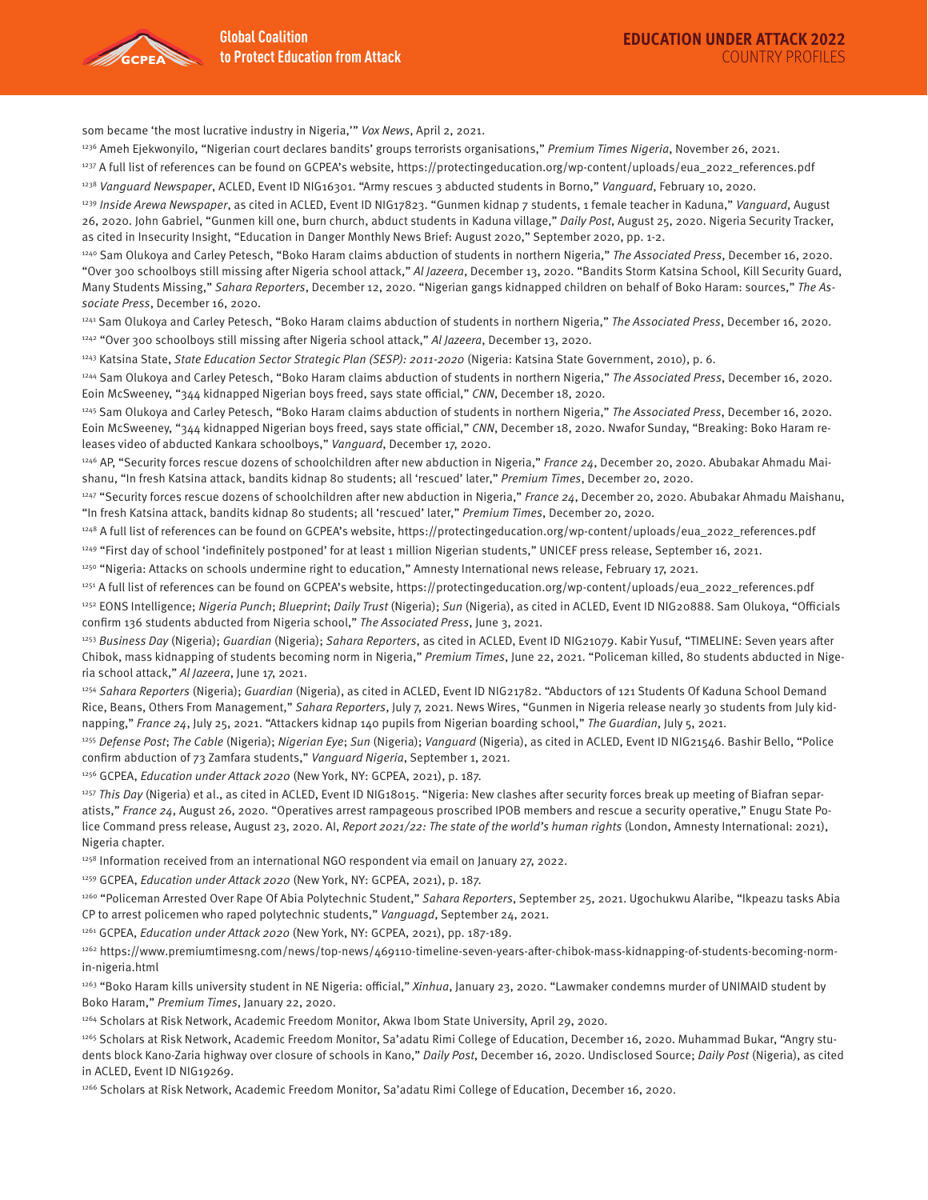som became 'the most lucrative industry in Nigeria,'" *Vox News*, April 2, 2021.

[1236] Ameh Ejekwonyilo, "Nigerian court declares bandits' groups terrorists organisations," *Premium Times Nigeria*, November 26, 2021.

[1237] A full list of references can be found on GCPEA's website, https://protectingeducation.org/wp-content/uploads/eua_2022_references.pdf

[1238] *Vanguard Newspaper*, ACLED, Event ID NIG16301. "Army rescues 3 abducted students in Borno," *Vanguard*, February 10, 2020.

[1239] *Inside Arewa Newspaper*, as cited in ACLED, Event ID NIG17823. "Gunmen kidnap 7 students, 1 female teacher in Kaduna," *Vanguard*, August 26, 2020. John Gabriel, "Gunmen kill one, burn church, abduct students in Kaduna village," *Daily Post*, August 25, 2020. Nigeria Security Tracker, as cited in Insecurity Insight, "Education in Danger Monthly News Brief: August 2020," September 2020, pp. 1-2.

[1240] Sam Olukoya and Carley Petesch, "Boko Haram claims abduction of students in northern Nigeria," *The Associated Press*, December 16, 2020. "Over 300 schoolboys still missing after Nigeria school attack," *Al Jazeera*, December 13, 2020. "Bandits Storm Katsina School, Kill Security Guard, Many Students Missing," *Sahara Reporters*, December 12, 2020. "Nigerian gangs kidnapped children on behalf of Boko Haram: sources," *The Associate Press*, December 16, 2020.

[1241] Sam Olukoya and Carley Petesch, "Boko Haram claims abduction of students in northern Nigeria," *The Associated Press*, December 16, 2020.

[1242] "Over 300 schoolboys still missing after Nigeria school attack," *Al Jazeera*, December 13, 2020.

[1243] Katsina State, *State Education Sector Strategic Plan (SESP): 2011-2020* (Nigeria: Katsina State Government, 2010), p. 6.

[1244] Sam Olukoya and Carley Petesch, "Boko Haram claims abduction of students in northern Nigeria," *The Associated Press*, December 16, 2020. Eoin McSweeney, "344 kidnapped Nigerian boys freed, says state official," *CNN*, December 18, 2020.

[1245] Sam Olukoya and Carley Petesch, "Boko Haram claims abduction of students in northern Nigeria," *The Associated Press*, December 16, 2020. Eoin McSweeney, "344 kidnapped Nigerian boys freed, says state official," *CNN*, December 18, 2020. Nwafor Sunday, "Breaking: Boko Haram releases video of abducted Kankara schoolboys," *Vanguard*, December 17, 2020.

[1246] AP, "Security forces rescue dozens of schoolchildren after new abduction in Nigeria," *France 24*, December 20, 2020. Abubakar Ahmadu Maishanu, "In fresh Katsina attack, bandits kidnap 80 students; all 'rescued' later," *Premium Times*, December 20, 2020.

[1247] "Security forces rescue dozens of schoolchildren after new abduction in Nigeria," *France 24*, December 20, 2020. Abubakar Ahmadu Maishanu, "In fresh Katsina attack, bandits kidnap 80 students; all 'rescued' later," *Premium Times*, December 20, 2020.

[1248] A full list of references can be found on GCPEA's website, https://protectingeducation.org/wp-content/uploads/eua_2022_references.pdf

[1249] "First day of school 'indefinitely postponed' for at least 1 million Nigerian students," UNICEF press release, September 16, 2021.

[1250] "Nigeria: Attacks on schools undermine right to education," Amnesty International news release, February 17, 2021.

[1251] A full list of references can be found on GCPEA's website, https://protectingeducation.org/wp-content/uploads/eua_2022_references.pdf

[1252] EONS Intelligence; *Nigeria Punch*; *Blueprint*; *Daily Trust* (Nigeria); *Sun* (Nigeria), as cited in ACLED, Event ID NIG20888. Sam Olukoya, "Officials confirm 136 students abducted from Nigeria school," *The Associated Press*, June 3, 2021.

[1253] *Business Day* (Nigeria); *Guardian* (Nigeria); *Sahara Reporters*, as cited in ACLED, Event ID NIG21079. Kabir Yusuf, "TIMELINE: Seven years after Chibok, mass kidnapping of students becoming norm in Nigeria," *Premium Times*, June 22, 2021. "Policeman killed, 80 students abducted in Nigeria school attack," *Al Jazeera*, June 17, 2021.

[1254] *Sahara Reporters* (Nigeria); *Guardian* (Nigeria), as cited in ACLED, Event ID NIG21782. "Abductors of 121 Students Of Kaduna School Demand Rice, Beans, Others From Management," *Sahara Reporters*, July 7, 2021. News Wires, "Gunmen in Nigeria release nearly 30 students from July kidnapping," *France 24*, July 25, 2021. "Attackers kidnap 140 pupils from Nigerian boarding school," *The Guardian*, July 5, 2021.

[1255] *Defense Post*; *The Cable* (Nigeria); *Nigerian Eye*; *Sun* (Nigeria); *Vanguard* (Nigeria), as cited in ACLED, Event ID NIG21546. Bashir Bello, "Police confirm abduction of 73 Zamfara students," *Vanguard Nigeria*, September 1, 2021.

[1256] GCPEA, *Education under Attack 2020* (New York, NY: GCPEA, 2021), p. 187.

[1257] *This Day* (Nigeria) et al., as cited in ACLED, Event ID NIG18015. "Nigeria: New clashes after security forces break up meeting of Biafran separatists," *France 24*, August 26, 2020. "Operatives arrest rampageous proscribed IPOB members and rescue a security operative," Enugu State Police Command press release, August 23, 2020. AI, *Report 2021/22: The state of the world's human rights* (London, Amnesty International: 2021), Nigeria chapter.

[1258] Information received from an international NGO respondent via email on January 27, 2022.

[1259] GCPEA, *Education under Attack 2020* (New York, NY: GCPEA, 2021), p. 187.

[1260] "Policeman Arrested Over Rape Of Abia Polytechnic Student," *Sahara Reporters*, September 25, 2021. Ugochukwu Alaribe, "Ikpeazu tasks Abia CP to arrest policemen who raped polytechnic students," *Vanguagd*, September 24, 2021.

[1261] GCPEA, *Education under Attack 2020* (New York, NY: GCPEA, 2021), pp. 187-189.

[1262] https://www.premiumtimesng.com/news/top-news/469110-timeline-seven-years-after-chibok-mass-kidnapping-of-students-becoming-norm-in-nigeria.html

[1263] "Boko Haram kills university student in NE Nigeria: official," *Xinhua*, January 23, 2020. "Lawmaker condemns murder of UNIMAID student by Boko Haram," *Premium Times*, January 22, 2020.

[1264] Scholars at Risk Network, Academic Freedom Monitor, Akwa Ibom State University, April 29, 2020.

[1265] Scholars at Risk Network, Academic Freedom Monitor, Sa'adatu Rimi College of Education, December 16, 2020. Muhammad Bukar, "Angry students block Kano-Zaria highway over closure of schools in Kano," *Daily Post*, December 16, 2020. Undisclosed Source; *Daily Post* (Nigeria), as cited in ACLED, Event ID NIG19269.

[1266] Scholars at Risk Network, Academic Freedom Monitor, Sa'adatu Rimi College of Education, December 16, 2020.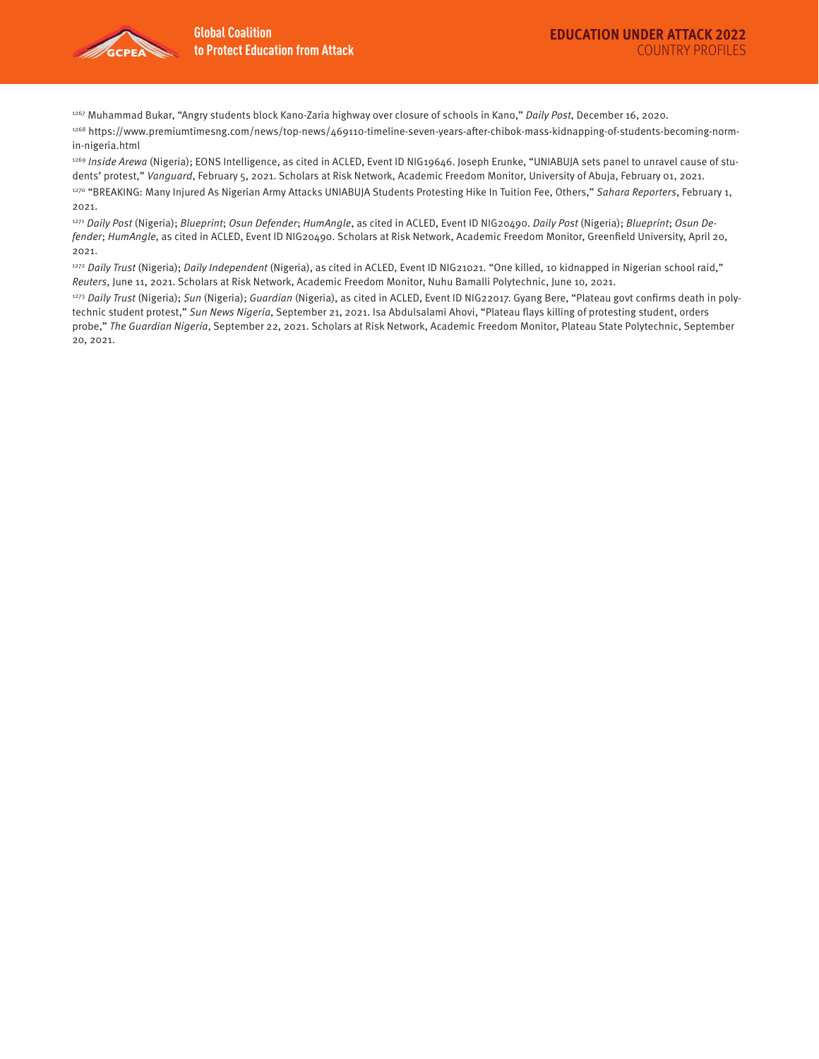[1267] Muhammad Bukar, "Angry students block Kano-Zaria highway over closure of schools in Kano," *Daily Post*, December 16, 2020.

[1268] https://www.premiumtimesng.com/news/top-news/469110-timeline-seven-years-after-chibok-mass-kidnapping-of-students-becoming-norm-in-nigeria.html

[1269] *Inside Arewa* (Nigeria); EONS Intelligence, as cited in ACLED, Event ID NIG19646. Joseph Erunke, "UNIABUJA sets panel to unravel cause of students' protest," *Vanguard*, February 5, 2021. Scholars at Risk Network, Academic Freedom Monitor, University of Abuja, February 01, 2021.

[1270] "BREAKING: Many Injured As Nigerian Army Attacks UNIABUJA Students Protesting Hike In Tuition Fee, Others," *Sahara Reporters*, February 1, 2021.

[1271] *Daily Post* (Nigeria); *Blueprint*; *Osun Defender*; *HumAngle*, as cited in ACLED, Event ID NIG20490. *Daily Post* (Nigeria); *Blueprint*; *Osun Defender*; *HumAngle*, as cited in ACLED, Event ID NIG20490. Scholars at Risk Network, Academic Freedom Monitor, Greenfield University, April 20, 2021.

[1272] *Daily Trust* (Nigeria); *Daily Independent* (Nigeria), as cited in ACLED, Event ID NIG21021. "One killed, 10 kidnapped in Nigerian school raid," *Reuters*, June 11, 2021. Scholars at Risk Network, Academic Freedom Monitor, Nuhu Bamalli Polytechnic, June 10, 2021.

[1273] *Daily Trust* (Nigeria); *Sun* (Nigeria); *Guardian* (Nigeria), as cited in ACLED, Event ID NIG22017. Gyang Bere, "Plateau govt confirms death in polytechnic student protest," *Sun News Nigeria*, September 21, 2021. Isa Abdulsalami Ahovi, "Plateau flays killing of protesting student, orders probe," *The Guardian Nigeria*, September 22, 2021. Scholars at Risk Network, Academic Freedom Monitor, Plateau State Polytechnic, September 20, 2021.